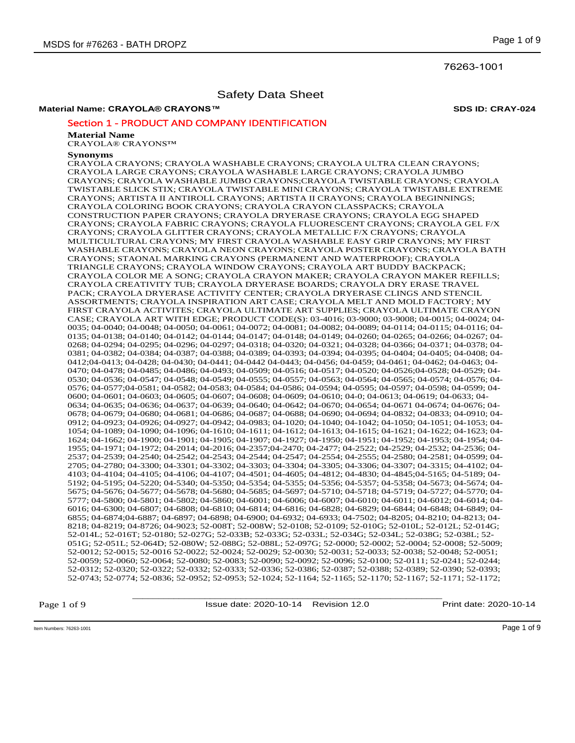76263-1001

# Safety Data Sheet

**Material Name: CRAYOLA® CRAYONS™** **SDS ID: CRAY-024**

## Section 1 - PRODUCT AND COMPANY IDENTIFICATION

**Material Name**

CRAYOLA® CRAYONS™

**Synonyms**

CRAYOLA CRAYONS; CRAYOLA WASHABLE CRAYONS; CRAYOLA ULTRA CLEAN CRAYONS; CRAYOLA LARGE CRAYONS; CRAYOLA WASHABLE LARGE CRAYONS; CRAYOLA JUMBO CRAYONS; CRAYOLA WASHABLE JUMBO CRAYONS;CRAYOLA TWISTABLE CRAYONS; CRAYOLA TWISTABLE SLICK STIX; CRAYOLA TWISTABLE MINI CRAYONS; CRAYOLA TWISTABLE EXTREME CRAYONS; ARTISTA II ANTIROLL CRAYONS; ARTISTA II CRAYONS; CRAYOLA BEGINNINGS; CRAYOLA COLORING BOOK CRAYONS; CRAYOLA CRAYON CLASSPACKS; CRAYOLA CONSTRUCTION PAPER CRAYONS; CRAYOLA DRYERASE CRAYONS; CRAYOLA EGG SHAPED CRAYONS; CRAYOLA FABRIC CRAYONS; CRAYOLA FLUORESCENT CRAYONS; CRAYOLA GEL F/X CRAYONS; CRAYOLA GLITTER CRAYONS; CRAYOLA METALLIC F/X CRAYONS; CRAYOLA MULTICULTURAL CRAYONS; MY FIRST CRAYOLA WASHABLE EASY GRIP CRAYONS; MY FIRST WASHABLE CRAYONS; CRAYOLA NEON CRAYONS; CRAYOLA POSTER CRAYONS; CRAYOLA BATH CRAYONS; STAONAL MARKING CRAYONS (PERMANENT AND WATERPROOF); CRAYOLA TRIANGLE CRAYONS; CRAYOLA WINDOW CRAYONS; CRAYOLA ART BUDDY BACKPACK; CRAYOLA COLOR ME A SONG; CRAYOLA CRAYON MAKER; CRAYOLA CRAYON MAKER REFILLS; CRAYOLA CREATIVITY TUB; CRAYOLA DRYERASE BOARDS; CRAYOLA DRY ERASE TRAVEL PACK; CRAYOLA DRYERASE ACTIVITY CENTER; CRAYOLA DRYERASE CLINGS AND STENCIL ASSORTMENTS; CRAYOLA INSPIRATION ART CASE; CRAYOLA MELT AND MOLD FACTORY; MY FIRST CRAYOLA ACTIVITES; CRAYOLA ULTIMATE ART SUPPLIES; CRAYOLA ULTIMATE CRAYON CASE; CRAYOLA ART WITH EDGE; PRODUCT CODE(S): 03-4016; 03-9000; 03-9008; 04-0015; 04-0024; 04-0035; 04-0040; 04-0048; 04-0050; 04-0061; 04-0072; 04-0081; 04-0082; 04-0089; 04-0114; 04-0115; 04-0116; 04-0135; 04-0138; 04-0140; 04-0142; 04-0144; 04-0147; 04-0148; 04-0149; 04-0260; 04-0265; 04-0266; 04-0267; 04-0268; 04-0294; 04-0295; 04-0296; 04-0297; 04-0318; 04-0320; 04-0321; 04-0328; 04-0366; 04-0371; 04-0378; 04-0381; 04-0382; 04-0384; 04-0387; 04-0388; 04-0389; 04-0393; 04-0394; 04-0395; 04-0404; 04-0405; 04-0408; 04-0412;04-0413; 04-0428; 04-0430; 04-0441; 04-0442 04-0443; 04-0456; 04-0459; 04-0461; 04-0462; 04-0463; 04-0470; 04-0478; 04-0485; 04-0486; 04-0493; 04-0509; 04-0516; 04-0517; 04-0520; 04-0526;04-0528; 04-0529; 04-0530; 04-0536; 04-0547; 04-0548; 04-0549; 04-0555; 04-0557; 04-0563; 04-0564; 04-0565; 04-0574; 04-0576; 04-0576; 04-0577;04-0581; 04-0582; 04-0583; 04-0584; 04-0586; 04-0594; 04-0595; 04-0597; 04-0598; 04-0599; 04-0600; 04-0601; 04-0603; 04-0605; 04-0607; 04-0608; 04-0609; 04-0610; 04-0; 04-0613; 04-0619; 04-0633; 04-0634; 04-0635; 04-0636; 04-0637; 04-0639; 04-0640; 04-0642; 04-0670; 04-0654; 04-0671 04-0674; 04-0676; 04-0678; 04-0679; 04-0680; 04-0681; 04-0686; 04-0687; 04-0688; 04-0690; 04-0694; 04-0832; 04-0833; 04-0910; 04-0912; 04-0923; 04-0926; 04-0927; 04-0942; 04-0983; 04-1020; 04-1040; 04-1042; 04-1050; 04-1051; 04-1053; 04-1054; 04-1089; 04-1090; 04-1096; 04-1610; 04-1611; 04-1612; 04-1613; 04-1615; 04-1621; 04-1622; 04-1623; 04-1624; 04-1662; 04-1900; 04-1901; 04-1905; 04-1907; 04-1927; 04-1950; 04-1951; 04-1952; 04-1953; 04-1954; 04-1955; 04-1971; 04-1972; 04-2014; 04-2016; 04-2357;04-2470; 04-2477; 04-2522; 04-2529; 04-2532; 04-2536; 04-2537; 04-2539; 04-2540; 04-2542; 04-2543; 04-2544; 04-2547; 04-2554; 04-2555; 04-2580; 04-2581; 04-0599; 04-2705; 04-2780; 04-3300; 04-3301; 04-3302; 04-3303; 04-3304; 04-3305; 04-3306; 04-3307; 04-3315; 04-4102; 04-4103; 04-4104; 04-4105; 04-4106; 04-4107; 04-4501; 04-4605; 04-4812; 04-4830; 04-4845;04-5165; 04-5189; 04-5192; 04-5195; 04-5220; 04-5340; 04-5350; 04-5354; 04-5355; 04-5356; 04-5357; 04-5358; 04-5673; 04-5674; 04-5675; 04-5676; 04-5677; 04-5678; 04-5680; 04-5685; 04-5697; 04-5710; 04-5718; 04-5719; 04-5727; 04-5770; 04-5777; 04-5800; 04-5801; 04-5802; 04-5860; 04-6001; 04-6006; 04-6007; 04-6010; 04-6011; 04-6012; 04-6014; 04-6016; 04-6300; 04-6807; 04-6808; 04-6810; 04-6814; 04-6816; 04-6828; 04-6829; 04-6844; 04-6848; 04-6849; 04-6855; 04-6874;04-6887; 04-6897; 04-6898; 04-6900; 04-6932; 04-6933; 04-7502; 04-8205; 04-8210; 04-8213; 04-8218; 04-8219; 04-8726; 04-9023; 52-008T; 52-008W; 52-0108; 52-0109; 52-010G; 52-010L; 52-012L; 52-014G; 52-014L; 52-016T; 52-0180; 52-027G; 52-033B; 52-033G; 52-033L; 52-034G; 52-034L; 52-038G; 52-038L; 52-051G; 52-051L; 52-064D; 52-080W; 52-088G; 52-088L; 52-097G; 52-0000; 52-0002; 52-0004; 52-0008; 52-5009; 52-0012; 52-0015; 52-0016 52-0022; 52-0024; 52-0029; 52-0030; 52-0031; 52-0033; 52-0038; 52-0048; 52-0051; 52-0059; 52-0060; 52-0064; 52-0080; 52-0083; 52-0090; 52-0092; 52-0096; 52-0100; 52-0111; 52-0241; 52-0244; 52-0312; 52-0320; 52-0322; 52-0332; 52-0333; 52-0336; 52-0386; 52-0387; 52-0388; 52-0389; 52-0390; 52-0393; 52-0743; 52-0774; 52-0836; 52-0952; 52-0953; 52-1024; 52-1164; 52-1165; 52-1170; 52-1167; 52-1171; 52-1172;

Issue date: 2020-10-14 Revision 12.0 Print date: 2020-10-14

Item Numbers: 76263-1001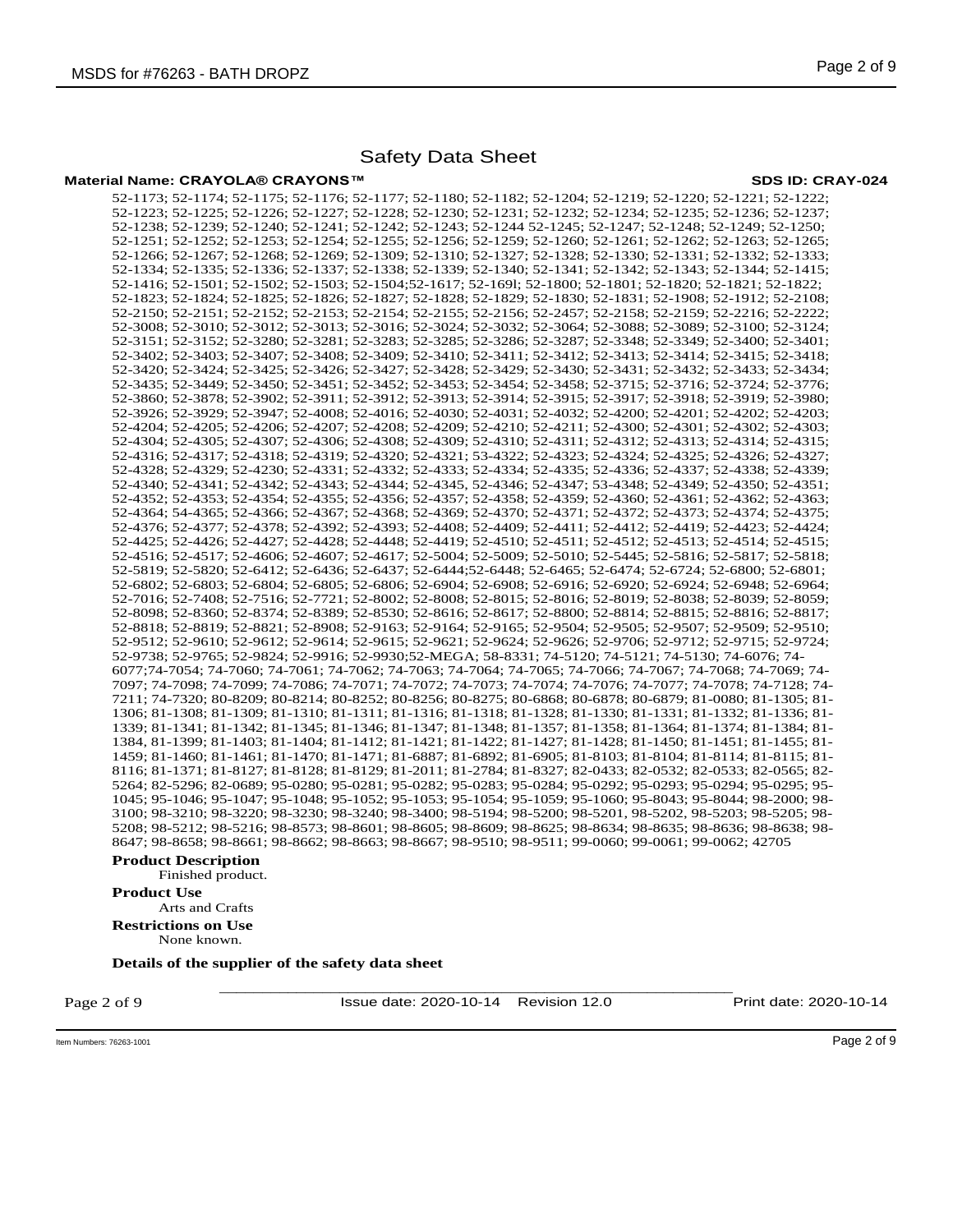# Safety Data Sheet

**Material Name: CRAYOLA® CRAYONS™** **SDS ID: CRAY-024**

52-1173; 52-1174; 52-1175; 52-1176; 52-1177; 52-1180; 52-1182; 52-1204; 52-1219; 52-1220; 52-1221; 52-1222; 52-1223; 52-1225; 52-1226; 52-1227; 52-1228; 52-1230; 52-1231; 52-1232; 52-1234; 52-1235; 52-1236; 52-1237; 52-1238; 52-1239; 52-1240; 52-1241; 52-1242; 52-1243; 52-1244 52-1245; 52-1247; 52-1248; 52-1249; 52-1250; 52-1251; 52-1252; 52-1253; 52-1254; 52-1255; 52-1256; 52-1259; 52-1260; 52-1261; 52-1262; 52-1263; 52-1265; 52-1266; 52-1267; 52-1268; 52-1269; 52-1309; 52-1310; 52-1327; 52-1328; 52-1330; 52-1331; 52-1332; 52-1333; 52-1334; 52-1335; 52-1336; 52-1337; 52-1338; 52-1339; 52-1340; 52-1341; 52-1342; 52-1343; 52-1344; 52-1415; 52-1416; 52-1501; 52-1502; 52-1503; 52-1504;52-1617; 52-169l; 52-1800; 52-1801; 52-1820; 52-1821; 52-1822; 52-1823; 52-1824; 52-1825; 52-1826; 52-1827; 52-1828; 52-1829; 52-1830; 52-1831; 52-1908; 52-1912; 52-2108; 52-2150; 52-2151; 52-2152; 52-2153; 52-2154; 52-2155; 52-2156; 52-2457; 52-2158; 52-2159; 52-2216; 52-2222; 52-3008; 52-3010; 52-3012; 52-3013; 52-3016; 52-3024; 52-3032; 52-3064; 52-3088; 52-3089; 52-3100; 52-3124; 52-3151; 52-3152; 52-3280; 52-3281; 52-3283; 52-3285; 52-3286; 52-3287; 52-3348; 52-3349; 52-3400; 52-3401; 52-3402; 52-3403; 52-3407; 52-3408; 52-3409; 52-3410; 52-3411; 52-3412; 52-3413; 52-3414; 52-3415; 52-3418; 52-3420; 52-3424; 52-3425; 52-3426; 52-3427; 52-3428; 52-3429; 52-3430; 52-3431; 52-3432; 52-3433; 52-3434; 52-3435; 52-3449; 52-3450; 52-3451; 52-3452; 52-3453; 52-3454; 52-3458; 52-3715; 52-3716; 52-3724; 52-3776; 52-3860; 52-3878; 52-3902; 52-3911; 52-3912; 52-3913; 52-3914; 52-3915; 52-3917; 52-3918; 52-3919; 52-3980; 52-3926; 52-3929; 52-3947; 52-4008; 52-4016; 52-4030; 52-4031; 52-4032; 52-4200; 52-4201; 52-4202; 52-4203; 52-4204; 52-4205; 52-4206; 52-4207; 52-4208; 52-4209; 52-4210; 52-4211; 52-4300; 52-4301; 52-4302; 52-4303; 52-4304; 52-4305; 52-4307; 52-4306; 52-4308; 52-4309; 52-4310; 52-4311; 52-4312; 52-4313; 52-4314; 52-4315; 52-4316; 52-4317; 52-4318; 52-4319; 52-4320; 52-4321; 53-4322; 52-4323; 52-4324; 52-4325; 52-4326; 52-4327; 52-4328; 52-4329; 52-4230; 52-4331; 52-4332; 52-4333; 52-4334; 52-4335; 52-4336; 52-4337; 52-4338; 52-4339; 52-4340; 52-4341; 52-4342; 52-4343; 52-4344; 52-4345, 52-4346; 52-4347; 53-4348; 52-4349; 52-4350; 52-4351; 52-4352; 52-4353; 52-4354; 52-4355; 52-4356; 52-4357; 52-4358; 52-4359; 52-4360; 52-4361; 52-4362; 52-4363; 52-4364; 54-4365; 52-4366; 52-4367; 52-4368; 52-4369; 52-4370; 52-4371; 52-4372; 52-4373; 52-4374; 52-4375; 52-4376; 52-4377; 52-4378; 52-4392; 52-4393; 52-4408; 52-4409; 52-4411; 52-4412; 52-4419; 52-4423; 52-4424; 52-4425; 52-4426; 52-4427; 52-4428; 52-4448; 52-4419; 52-4510; 52-4511; 52-4512; 52-4513; 52-4514; 52-4515; 52-4516; 52-4517; 52-4606; 52-4607; 52-4617; 52-5004; 52-5009; 52-5010; 52-5445; 52-5816; 52-5817; 52-5818; 52-5819; 52-5820; 52-6412; 52-6436; 52-6437; 52-6444;52-6448; 52-6465; 52-6474; 52-6724; 52-6800; 52-6801; 52-6802; 52-6803; 52-6804; 52-6805; 52-6806; 52-6904; 52-6908; 52-6916; 52-6920; 52-6924; 52-6948; 52-6964; 52-7016; 52-7408; 52-7516; 52-7721; 52-8002; 52-8008; 52-8015; 52-8016; 52-8019; 52-8038; 52-8039; 52-8059; 52-8098; 52-8360; 52-8374; 52-8389; 52-8530; 52-8616; 52-8617; 52-8800; 52-8814; 52-8815; 52-8816; 52-8817; 52-8818; 52-8819; 52-8821; 52-8908; 52-9163; 52-9164; 52-9165; 52-9504; 52-9505; 52-9507; 52-9509; 52-9510; 52-9512; 52-9610; 52-9612; 52-9614; 52-9615; 52-9621; 52-9624; 52-9626; 52-9706; 52-9712; 52-9715; 52-9724; 52-9738; 52-9765; 52-9824; 52-9916; 52-9930;52-MEGA; 58-8331; 74-5120; 74-5121; 74-5130; 74-6076; 74-6077;74-7054; 74-7060; 74-7061; 74-7062; 74-7063; 74-7064; 74-7065; 74-7066; 74-7067; 74-7068; 74-7069; 74-7097; 74-7098; 74-7099; 74-7086; 74-7071; 74-7072; 74-7073; 74-7074; 74-7076; 74-7077; 74-7078; 74-7128; 74-7211; 74-7320; 80-8209; 80-8214; 80-8252; 80-8256; 80-8275; 80-6868; 80-6878; 80-6879; 81-0080; 81-1305; 81-1306; 81-1308; 81-1309; 81-1310; 81-1311; 81-1316; 81-1318; 81-1328; 81-1330; 81-1331; 81-1332; 81-1336; 81-1339; 81-1341; 81-1342; 81-1345; 81-1346; 81-1347; 81-1348; 81-1357; 81-1358; 81-1364; 81-1374; 81-1384; 81-1384, 81-1399; 81-1403; 81-1404; 81-1412; 81-1421; 81-1422; 81-1427; 81-1428; 81-1450; 81-1451; 81-1455; 81-1459; 81-1460; 81-1461; 81-1470; 81-1471; 81-6887; 81-6892; 81-6905; 81-8103; 81-8104; 81-8114; 81-8115; 81-8116; 81-1371; 81-8127; 81-8128; 81-8129; 81-2011; 81-2784; 81-8327; 82-0433; 82-0532; 82-0533; 82-0565; 82-5264; 82-5296; 82-0689; 95-0280; 95-0281; 95-0282; 95-0283; 95-0284; 95-0292; 95-0293; 95-0294; 95-0295; 95-1045; 95-1046; 95-1047; 95-1048; 95-1052; 95-1053; 95-1054; 95-1059; 95-1060; 95-8043; 95-8044; 98-2000; 98-3100; 98-3210; 98-3220; 98-3230; 98-3240; 98-3400; 98-5194; 98-5200; 98-5201, 98-5202; 98-5203; 98-5205; 98-5208; 98-5212; 98-5216; 98-8573; 98-8601; 98-8605; 98-8609; 98-8625; 98-8634; 98-8635; 98-8636; 98-8638; 98-8647; 98-8658; 98-8661; 98-8662; 98-8663; 98-8667; 98-9510; 98-9511; 99-0060; 99-0061; 99-0062; 42705

**Product Description**

Finished product.

**Product Use**

Arts and Crafts

**Restrictions on Use**

None known.

**Details of the supplier of the safety data sheet**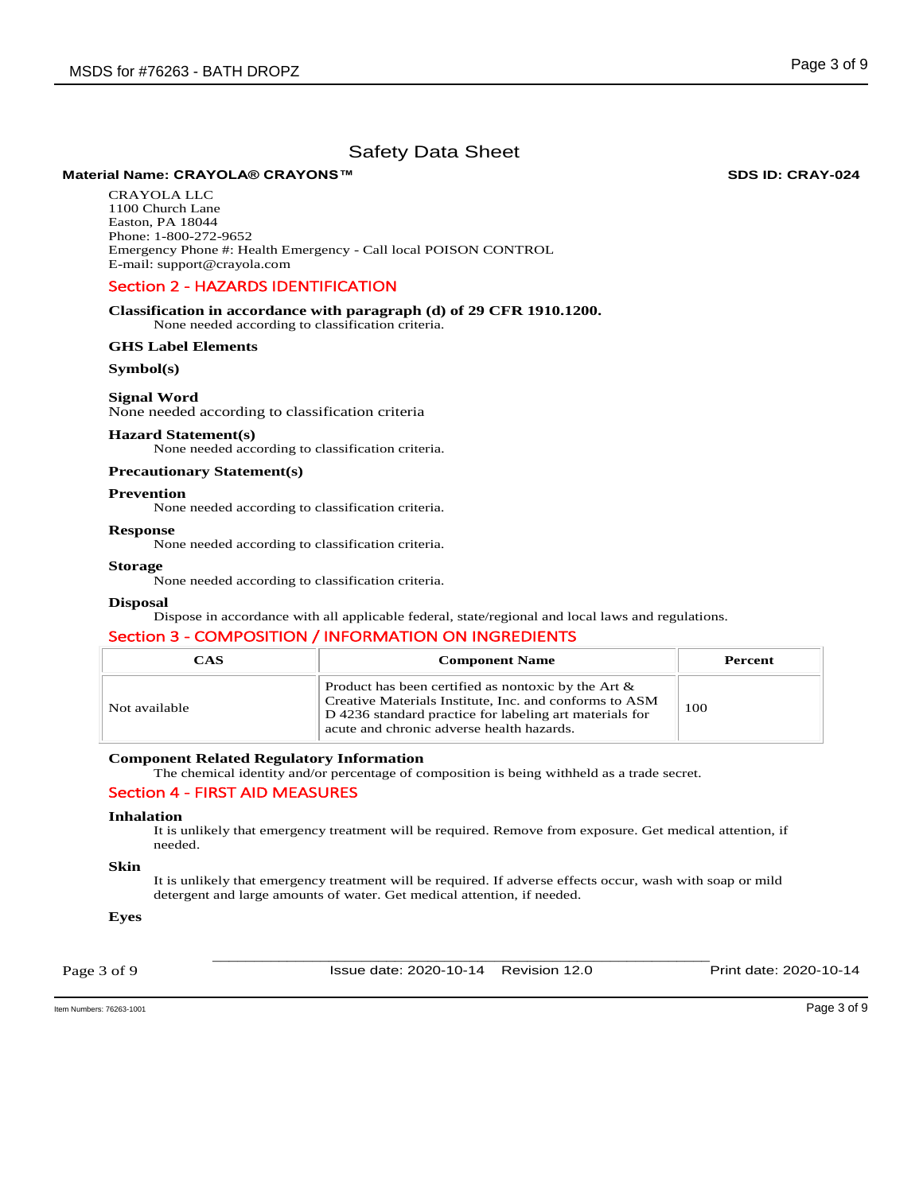# Safety Data Sheet

**Material Name: CRAYOLA® CRAYONS™** **SDS ID: CRAY-024**

CRAYOLA LLC
1100 Church Lane
Easton, PA 18044
Phone: 1-800-272-9652
Emergency Phone #: Health Emergency - Call local POISON CONTROL
E-mail: support@crayola.com

## Section 2 - HAZARDS IDENTIFICATION

**Classification in accordance with paragraph (d) of 29 CFR 1910.1200.**

None needed according to classification criteria.

**GHS Label Elements**

**Symbol(s)**

**Signal Word**

None needed according to classification criteria

**Hazard Statement(s)**

None needed according to classification criteria.

**Precautionary Statement(s)**

**Prevention**

None needed according to classification criteria.

**Response**

None needed according to classification criteria.

**Storage**

None needed according to classification criteria.

**Disposal**

Dispose in accordance with all applicable federal, state/regional and local laws and regulations.

## Section 3 - COMPOSITION / INFORMATION ON INGREDIENTS

| CAS | Component Name | Percent |
|---|---|---|
| Not available | Product has been certified as nontoxic by the Art & Creative Materials Institute, Inc. and conforms to ASM D 4236 standard practice for labeling art materials for acute and chronic adverse health hazards. | 100 |

**Component Related Regulatory Information**

The chemical identity and/or percentage of composition is being withheld as a trade secret.

## Section 4 - FIRST AID MEASURES

**Inhalation**

It is unlikely that emergency treatment will be required. Remove from exposure. Get medical attention, if needed.

**Skin**

It is unlikely that emergency treatment will be required. If adverse effects occur, wash with soap or mild detergent and large amounts of water. Get medical attention, if needed.

**Eyes**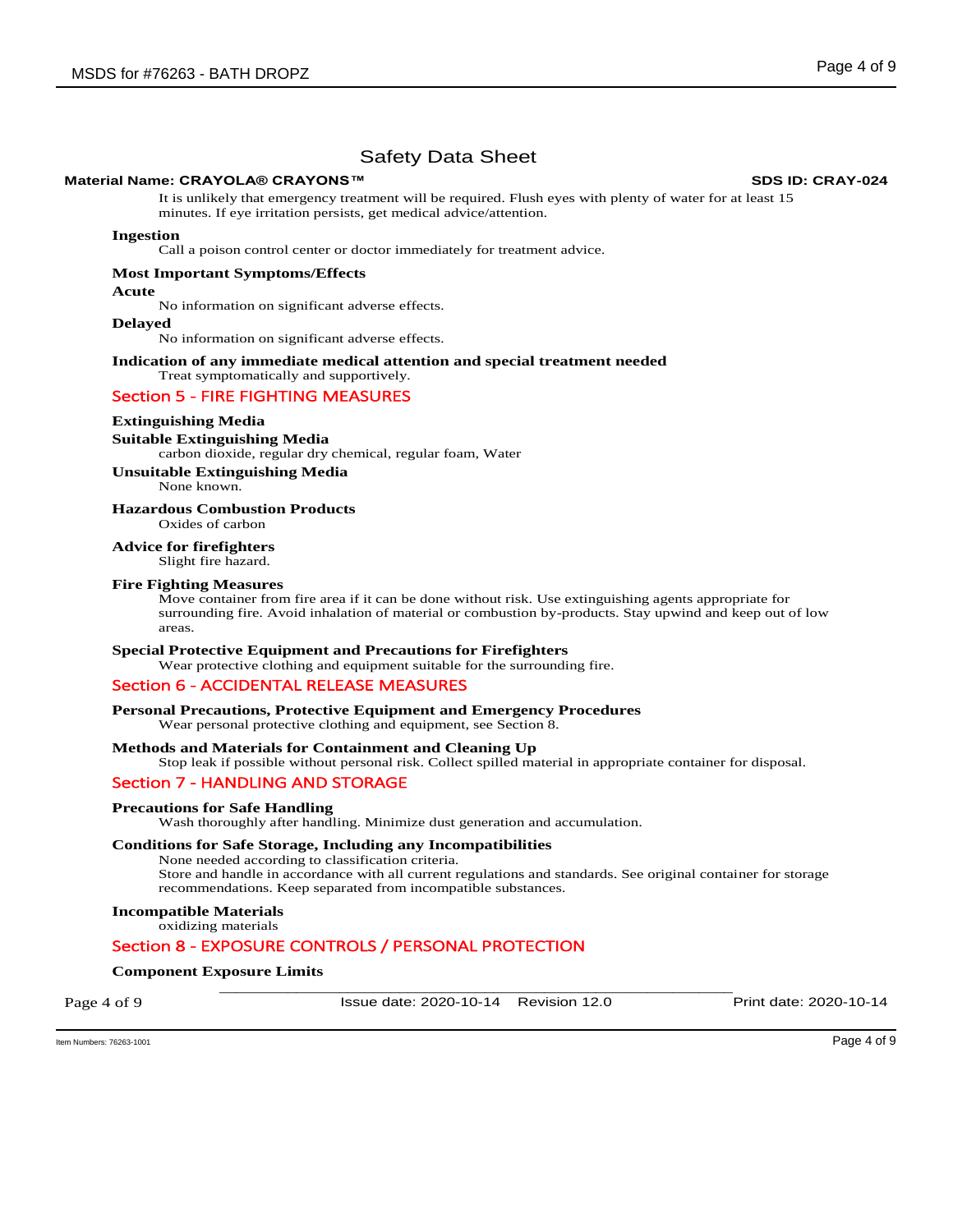# Safety Data Sheet

**Material Name: CRAYOLA® CRAYONS™** **SDS ID: CRAY-024**

It is unlikely that emergency treatment will be required. Flush eyes with plenty of water for at least 15 minutes. If eye irritation persists, get medical advice/attention.

**Ingestion**

Call a poison control center or doctor immediately for treatment advice.

**Most Important Symptoms/Effects**

**Acute**

No information on significant adverse effects.

**Delayed**

No information on significant adverse effects.

**Indication of any immediate medical attention and special treatment needed**

Treat symptomatically and supportively.

## Section 5 - FIRE FIGHTING MEASURES

**Extinguishing Media**

**Suitable Extinguishing Media**

carbon dioxide, regular dry chemical, regular foam, Water

**Unsuitable Extinguishing Media**

None known.

**Hazardous Combustion Products**

Oxides of carbon

**Advice for firefighters**

Slight fire hazard.

**Fire Fighting Measures**

Move container from fire area if it can be done without risk. Use extinguishing agents appropriate for surrounding fire. Avoid inhalation of material or combustion by-products. Stay upwind and keep out of low areas.

**Special Protective Equipment and Precautions for Firefighters**

Wear protective clothing and equipment suitable for the surrounding fire.

## Section 6 - ACCIDENTAL RELEASE MEASURES

**Personal Precautions, Protective Equipment and Emergency Procedures**

Wear personal protective clothing and equipment, see Section 8.

**Methods and Materials for Containment and Cleaning Up**

Stop leak if possible without personal risk. Collect spilled material in appropriate container for disposal.

## Section 7 - HANDLING AND STORAGE

**Precautions for Safe Handling**

Wash thoroughly after handling. Minimize dust generation and accumulation.

**Conditions for Safe Storage, Including any Incompatibilities**

None needed according to classification criteria.
Store and handle in accordance with all current regulations and standards. See original container for storage recommendations. Keep separated from incompatible substances.

**Incompatible Materials**

oxidizing materials

## Section 8 - EXPOSURE CONTROLS / PERSONAL PROTECTION

**Component Exposure Limits**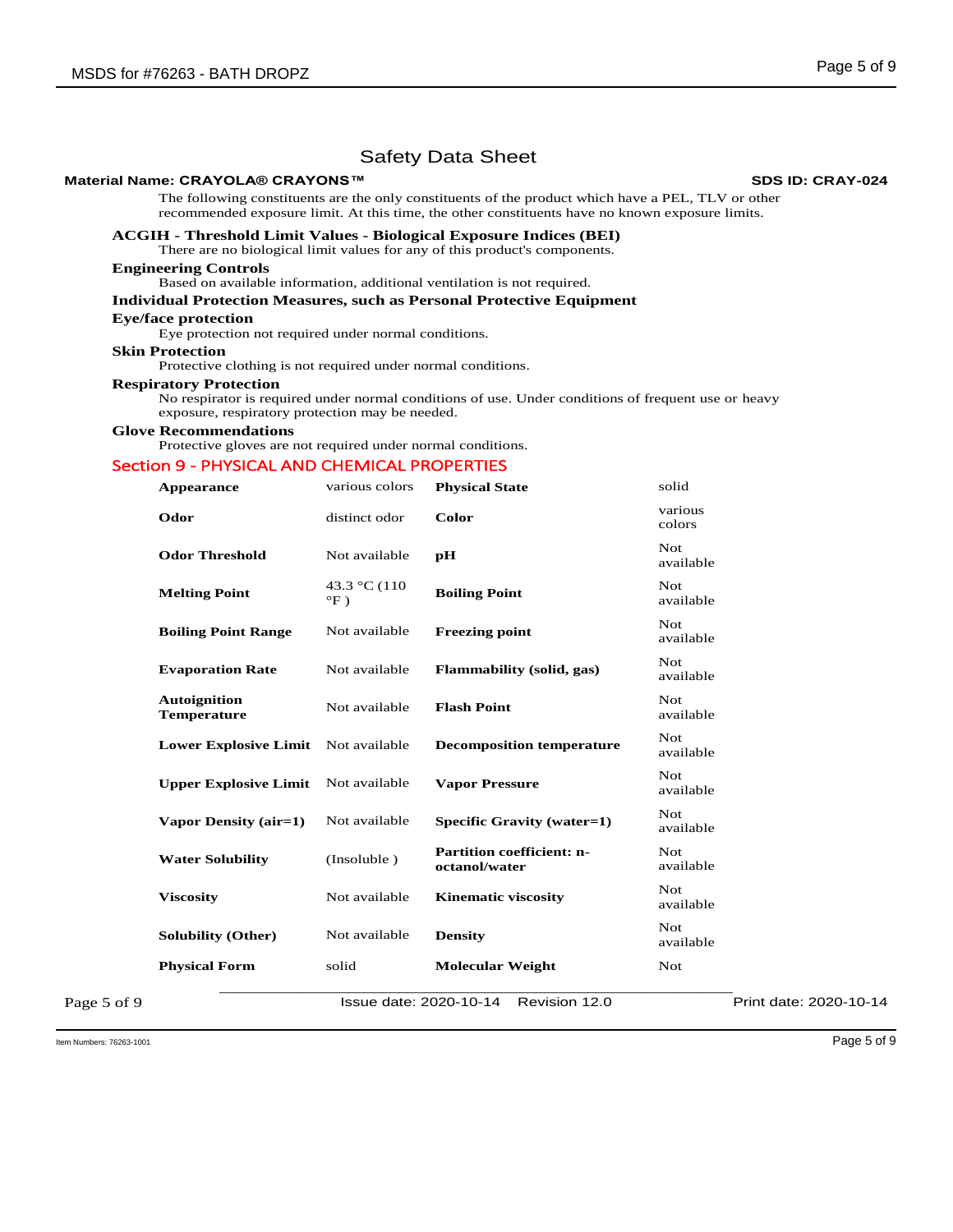# Safety Data Sheet

**Material Name: CRAYOLA® CRAYONS™** **SDS ID: CRAY-024**

The following constituents are the only constituents of the product which have a PEL, TLV or other recommended exposure limit. At this time, the other constituents have no known exposure limits.

### ACGIH - Threshold Limit Values - Biological Exposure Indices (BEI)

There are no biological limit values for any of this product's components.

### Engineering Controls

Based on available information, additional ventilation is not required.

### Individual Protection Measures, such as Personal Protective Equipment

### Eye/face protection

Eye protection not required under normal conditions.

### Skin Protection

Protective clothing is not required under normal conditions.

### Respiratory Protection

No respirator is required under normal conditions of use. Under conditions of frequent use or heavy exposure, respiratory protection may be needed.

### Glove Recommendations

Protective gloves are not required under normal conditions.

## Section 9 - PHYSICAL AND CHEMICAL PROPERTIES

| | | | |
|---|---|---|---|
| **Appearance** | various colors | **Physical State** | solid |
| **Odor** | distinct odor | **Color** | various colors |
| **Odor Threshold** | Not available | **pH** | Not available |
| **Melting Point** | 43.3 °C (110 °F ) | **Boiling Point** | Not available |
| **Boiling Point Range** | Not available | **Freezing point** | Not available |
| **Evaporation Rate** | Not available | **Flammability (solid, gas)** | Not available |
| **Autoignition Temperature** | Not available | **Flash Point** | Not available |
| **Lower Explosive Limit** | Not available | **Decomposition temperature** | Not available |
| **Upper Explosive Limit** | Not available | **Vapor Pressure** | Not available |
| **Vapor Density (air=1)** | Not available | **Specific Gravity (water=1)** | Not available |
| **Water Solubility** | (Insoluble ) | **Partition coefficient: n-octanol/water** | Not available |
| **Viscosity** | Not available | **Kinematic viscosity** | Not available |
| **Solubility (Other)** | Not available | **Density** | Not available |
| **Physical Form** | solid | **Molecular Weight** | Not |

Issue date: 2020-10-14 Revision 12.0 Print date: 2020-10-14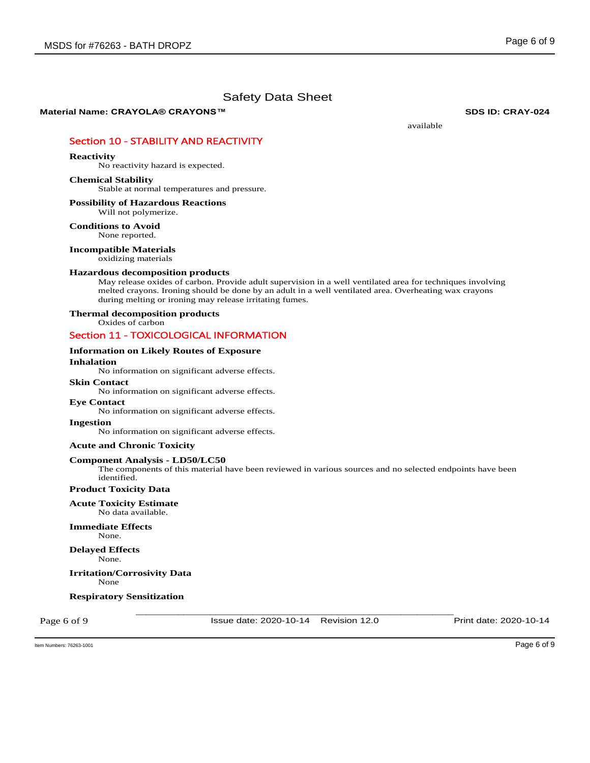# Safety Data Sheet

**Material Name: CRAYOLA® CRAYONS™** **SDS ID: CRAY-024**

available

## Section 10 - STABILITY AND REACTIVITY

**Reactivity**
No reactivity hazard is expected.

**Chemical Stability**
Stable at normal temperatures and pressure.

**Possibility of Hazardous Reactions**
Will not polymerize.

**Conditions to Avoid**
None reported.

**Incompatible Materials**
oxidizing materials

**Hazardous decomposition products**
May release oxides of carbon. Provide adult supervision in a well ventilated area for techniques involving melted crayons. Ironing should be done by an adult in a well ventilated area. Overheating wax crayons during melting or ironing may release irritating fumes.

**Thermal decomposition products**
Oxides of carbon

## Section 11 - TOXICOLOGICAL INFORMATION

**Information on Likely Routes of Exposure**

**Inhalation**
No information on significant adverse effects.

**Skin Contact**
No information on significant adverse effects.

**Eye Contact**
No information on significant adverse effects.

**Ingestion**
No information on significant adverse effects.

**Acute and Chronic Toxicity**

**Component Analysis - LD50/LC50**
The components of this material have been reviewed in various sources and no selected endpoints have been identified.

**Product Toxicity Data**

**Acute Toxicity Estimate**
No data available.

**Immediate Effects**
None.

**Delayed Effects**
None.

**Irritation/Corrosivity Data**
None

**Respiratory Sensitization**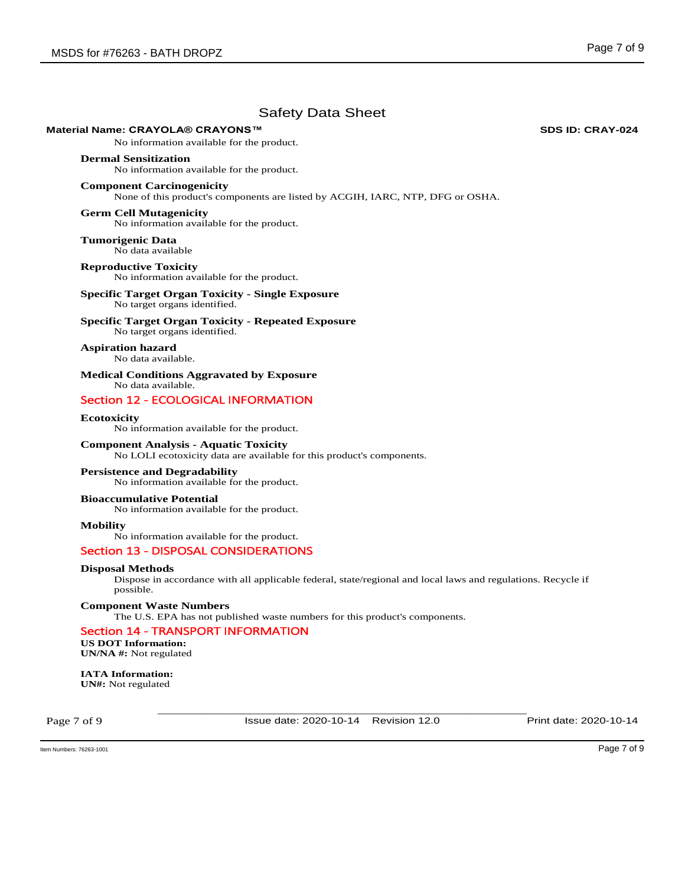# Safety Data Sheet

**Material Name: CRAYOLA® CRAYONS™** **SDS ID: CRAY-024**

No information available for the product.

**Dermal Sensitization**

No information available for the product.

**Component Carcinogenicity**

None of this product's components are listed by ACGIH, IARC, NTP, DFG or OSHA.

**Germ Cell Mutagenicity**

No information available for the product.

**Tumorigenic Data**

No data available

**Reproductive Toxicity**

No information available for the product.

**Specific Target Organ Toxicity - Single Exposure**

No target organs identified.

**Specific Target Organ Toxicity - Repeated Exposure**

No target organs identified.

**Aspiration hazard**

No data available.

**Medical Conditions Aggravated by Exposure**

No data available.

## Section 12 - ECOLOGICAL INFORMATION

**Ecotoxicity**

No information available for the product.

**Component Analysis - Aquatic Toxicity**

No LOLI ecotoxicity data are available for this product's components.

**Persistence and Degradability**

No information available for the product.

**Bioaccumulative Potential**

No information available for the product.

**Mobility**

No information available for the product.

## Section 13 - DISPOSAL CONSIDERATIONS

**Disposal Methods**

Dispose in accordance with all applicable federal, state/regional and local laws and regulations. Recycle if possible.

**Component Waste Numbers**

The U.S. EPA has not published waste numbers for this product's components.

## Section 14 - TRANSPORT INFORMATION

**US DOT Information:**
**UN/NA #:** Not regulated

**IATA Information:**
**UN#:** Not regulated

Issue date: 2020-10-14 Revision 12.0 Print date: 2020-10-14

Item Numbers: 76263-1001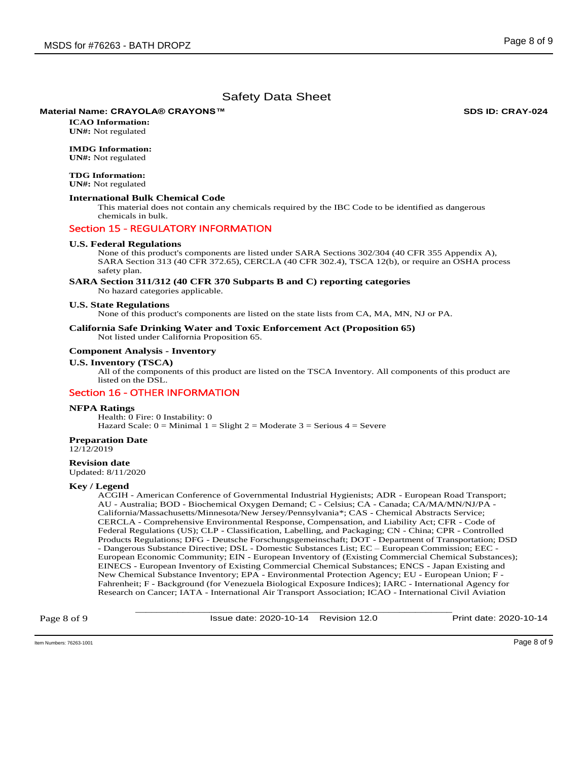Safety Data Sheet

**Material Name: CRAYOLA® CRAYONS™** **SDS ID: CRAY-024**

**ICAO Information:**
**UN#:** Not regulated

**IMDG Information:**
**UN#:** Not regulated

**TDG Information:**
**UN#:** Not regulated

**International Bulk Chemical Code**

This material does not contain any chemicals required by the IBC Code to be identified as dangerous chemicals in bulk.

## Section 15 - REGULATORY INFORMATION

**U.S. Federal Regulations**

None of this product's components are listed under SARA Sections 302/304 (40 CFR 355 Appendix A), SARA Section 313 (40 CFR 372.65), CERCLA (40 CFR 302.4), TSCA 12(b), or require an OSHA process safety plan.

**SARA Section 311/312 (40 CFR 370 Subparts B and C) reporting categories**

No hazard categories applicable.

**U.S. State Regulations**

None of this product's components are listed on the state lists from CA, MA, MN, NJ or PA.

**California Safe Drinking Water and Toxic Enforcement Act (Proposition 65)**

Not listed under California Proposition 65.

**Component Analysis - Inventory**

**U.S. Inventory (TSCA)**

All of the components of this product are listed on the TSCA Inventory. All components of this product are listed on the DSL.

## Section 16 - OTHER INFORMATION

**NFPA Ratings**

Health: 0 Fire: 0 Instability: 0
Hazard Scale: 0 = Minimal 1 = Slight 2 = Moderate 3 = Serious 4 = Severe

**Preparation Date**
12/12/2019

**Revision date**
Updated: 8/11/2020

**Key / Legend**

ACGIH - American Conference of Governmental Industrial Hygienists; ADR - European Road Transport; AU - Australia; BOD - Biochemical Oxygen Demand; C - Celsius; CA - Canada; CA/MA/MN/NJ/PA - California/Massachusetts/Minnesota/New Jersey/Pennsylvania*; CAS - Chemical Abstracts Service; CERCLA - Comprehensive Environmental Response, Compensation, and Liability Act; CFR - Code of Federal Regulations (US); CLP - Classification, Labelling, and Packaging; CN - China; CPR - Controlled Products Regulations; DFG - Deutsche Forschungsgemeinschaft; DOT - Department of Transportation; DSD - Dangerous Substance Directive; DSL - Domestic Substances List; EC – European Commission; EEC - European Economic Community; EIN - European Inventory of (Existing Commercial Chemical Substances); EINECS - European Inventory of Existing Commercial Chemical Substances; ENCS - Japan Existing and New Chemical Substance Inventory; EPA - Environmental Protection Agency; EU - European Union; F - Fahrenheit; F - Background (for Venezuela Biological Exposure Indices); IARC - International Agency for Research on Cancer; IATA - International Air Transport Association; ICAO - International Civil Aviation

Issue date: 2020-10-14 Revision 12.0 Print date: 2020-10-14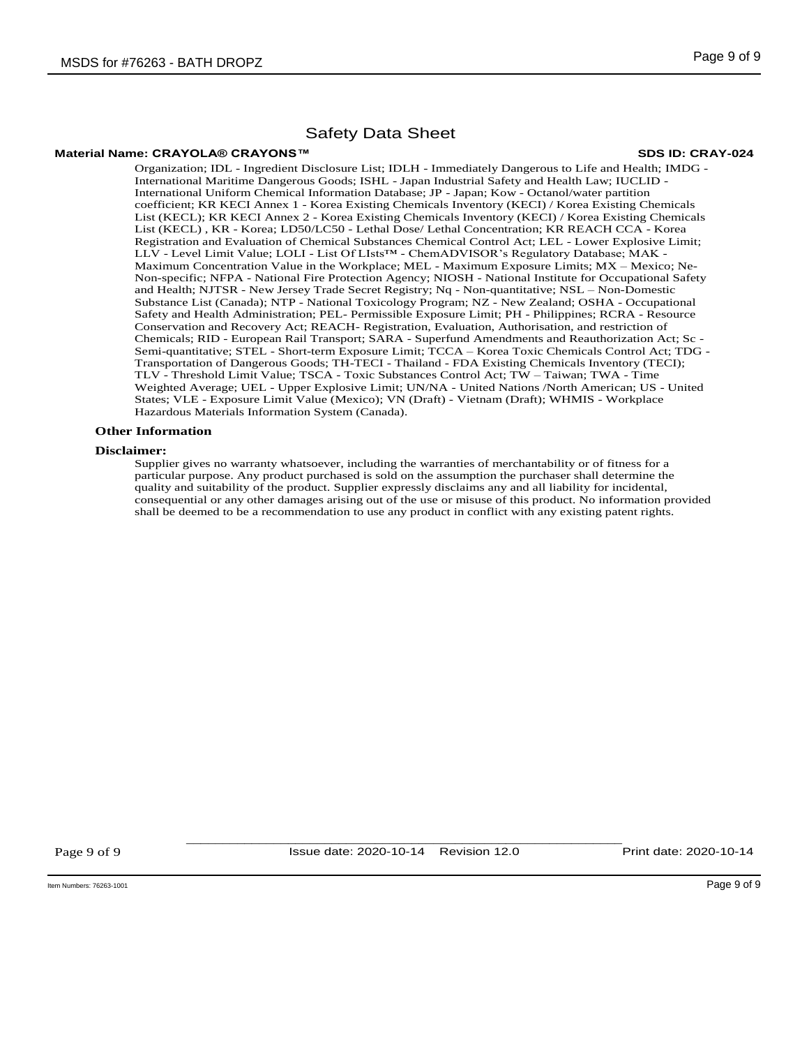# Safety Data Sheet

**Material Name: CRAYOLA® CRAYONS™** **SDS ID: CRAY-024**

Organization; IDL - Ingredient Disclosure List; IDLH - Immediately Dangerous to Life and Health; IMDG - International Maritime Dangerous Goods; ISHL - Japan Industrial Safety and Health Law; IUCLID - International Uniform Chemical Information Database; JP - Japan; Kow - Octanol/water partition coefficient; KR KECI Annex 1 - Korea Existing Chemicals Inventory (KECI) / Korea Existing Chemicals List (KECL); KR KECI Annex 2 - Korea Existing Chemicals Inventory (KECI) / Korea Existing Chemicals List (KECL) , KR - Korea; LD50/LC50 - Lethal Dose/ Lethal Concentration; KR REACH CCA - Korea Registration and Evaluation of Chemical Substances Chemical Control Act; LEL - Lower Explosive Limit; LLV - Level Limit Value; LOLI - List Of LIsts™ - ChemADVISOR's Regulatory Database; MAK - Maximum Concentration Value in the Workplace; MEL - Maximum Exposure Limits; MX – Mexico; Ne- Non-specific; NFPA - National Fire Protection Agency; NIOSH - National Institute for Occupational Safety and Health; NJTSR - New Jersey Trade Secret Registry; Nq - Non-quantitative; NSL – Non-Domestic Substance List (Canada); NTP - National Toxicology Program; NZ - New Zealand; OSHA - Occupational Safety and Health Administration; PEL- Permissible Exposure Limit; PH - Philippines; RCRA - Resource Conservation and Recovery Act; REACH- Registration, Evaluation, Authorisation, and restriction of Chemicals; RID - European Rail Transport; SARA - Superfund Amendments and Reauthorization Act; Sc - Semi-quantitative; STEL - Short-term Exposure Limit; TCCA – Korea Toxic Chemicals Control Act; TDG - Transportation of Dangerous Goods; TH-TECI - Thailand - FDA Existing Chemicals Inventory (TECI); TLV - Threshold Limit Value; TSCA - Toxic Substances Control Act; TW – Taiwan; TWA - Time Weighted Average; UEL - Upper Explosive Limit; UN/NA - United Nations /North American; US - United States; VLE - Exposure Limit Value (Mexico); VN (Draft) - Vietnam (Draft); WHMIS - Workplace Hazardous Materials Information System (Canada).

### Other Information

**Disclaimer:**

Supplier gives no warranty whatsoever, including the warranties of merchantability or of fitness for a particular purpose. Any product purchased is sold on the assumption the purchaser shall determine the quality and suitability of the product. Supplier expressly disclaims any and all liability for incidental, consequential or any other damages arising out of the use or misuse of this product. No information provided shall be deemed to be a recommendation to use any product in conflict with any existing patent rights.